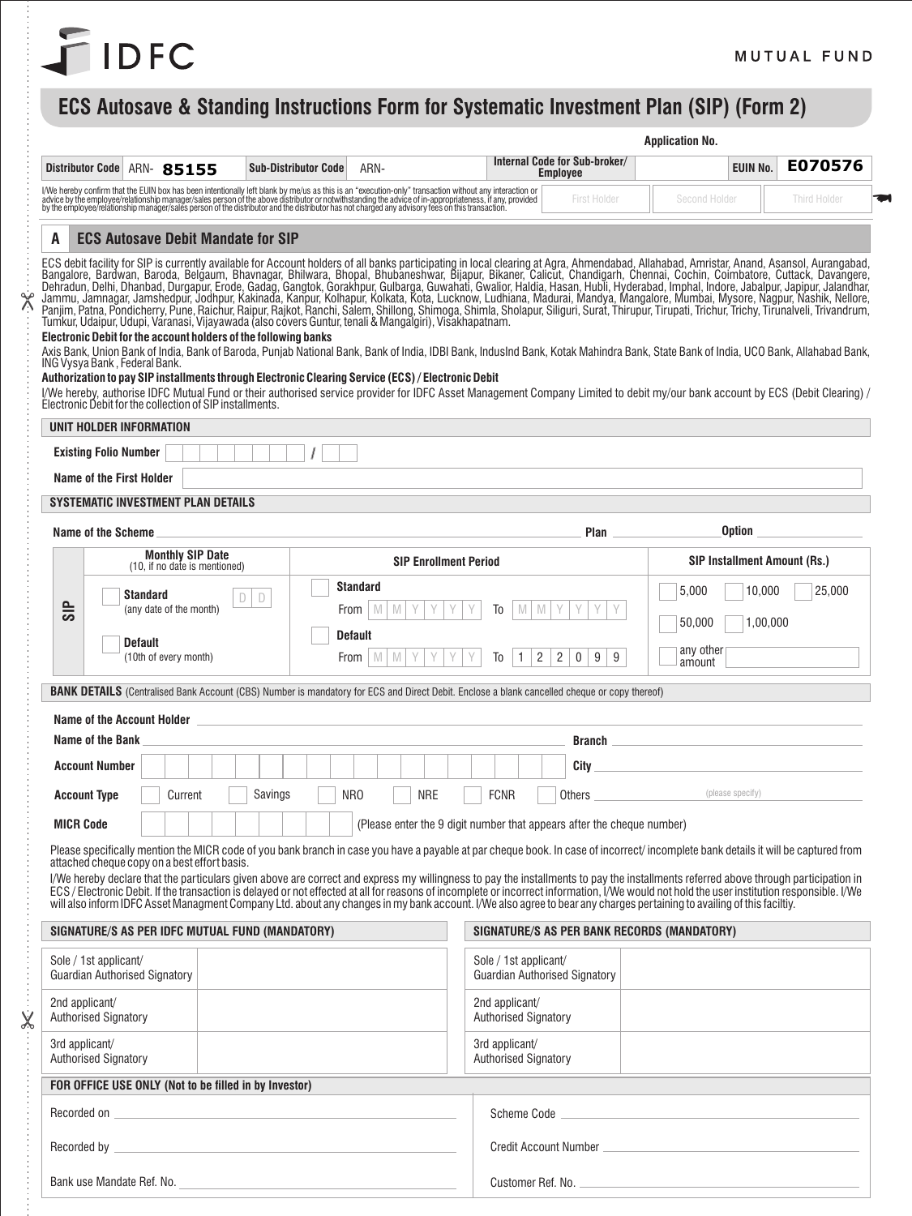IDFC

MUTUAL FUND

# ECS Autosave & Standing Instructions Form for Systematic Investment Plan (SIP) (Form 2)

**Application No.**

| Distributor Code | ARN- 85155 | Sub-Distributor Code | ARN- | Internal Code for Sub-broker/ Employee | | EUIN No. | E070576 |
|---|---|---|---|---|---|---|---|

I/We hereby confirm that the EUIN box has been intentionally left blank by me/us as this is an "execution-only" transaction without any interaction or advice by the employee/relationship manager/sales person of the above distributor or notwithstanding the advice of in-appropriateness, if any, provided by the employee/relationship manager/sales person of the distributor and the distributor has not charged any advisory fees on this transaction.

| First Holder | Second Holder | Third Holder |
|---|---|---|

## A ECS Autosave Debit Mandate for SIP

ECS debit facility for SIP is currently available for Account holders of all banks participating in local clearing at Agra, Ahmendabad, Allahabad, Amristar, Anand, Asansol, Aurangabad, Bangalore, Bardwan, Baroda, Belgaum, Bhavnagar, Bhilwara, Bhopal, Bhubaneshwar, Bijapur, Bikaner, Calicut, Chandigarh, Chennai, Cochin, Coimbatore, Cuttack, Davangere, Dehradun, Delhi, Dhanbad, Durgapur, Erode, Gadag, Gangtok, Gorakhpur, Gulbarga, Guwahati, Gwalior, Haldia, Hasan, Hubli, Hyderabad, Imphal, Indore, Jabalpur, Japipur, Jalandhar, Jammu, Jamnagar, Jamshedpur, Jodhpur, Kakinada, Kanpur, Kolhapur, Kolkata, Kota, Lucknow, Ludhiana, Madurai, Mandya, Mangalore, Mumbai, Mysore, Nagpur, Nashik, Nellore, Panjim, Patna, Pondicherry, Pune, Raichur, Raipur, Rajkot, Ranchi, Salem, Shillong, Shimoga, Shimla, Sholapur, Siliguri, Surat, Thirupur, Tirupati, Trichur, Trichy, Tirunalveli, Trivandrum, Tumkur, Udaipur, Udupi, Varanasi, Vijayawada (also covers Guntur, tenali & Mangalgiri), Visakhapatnam.

**Electronic Debit for the account holders of the following banks**

Axis Bank, Union Bank of India, Bank of Baroda, Punjab National Bank, Bank of India, IDBI Bank, IndusInd Bank, Kotak Mahindra Bank, State Bank of India, UCO Bank, Allahabad Bank, ING Vysya Bank, Federal Bank.

**Authorization to pay SIP installments through Electronic Clearing Service (ECS) / Electronic Debit**

I/We hereby, authorise IDFC Mutual Fund or their authorised service provider for IDFC Asset Management Company Limited to debit my/our bank account by ECS (Debit Clearing) / Electronic Debit for the collection of SIP installments.

### UNIT HOLDER INFORMATION

**Existing Folio Number** __________ / ____

**Name of the First Holder** __________

### SYSTEMATIC INVESTMENT PLAN DETAILS

**Name of the Scheme** __________ **Plan** __________ **Option** __________

| | Monthly SIP Date (10, if no date is mentioned) | SIP Enrollment Period | SIP Installment Amount (Rs.) |
|---|---|---|---|
| SIP | ☐ **Standard** (any date of the month) D D | ☐ **Standard** From M M Y Y Y Y To M M Y Y Y Y | ☐ 5,000 ☐ 10,000 ☐ 25,000 |
| | ☐ **Default** (10th of every month) | ☐ **Default** From M M Y Y Y Y To 1 2 2 0 9 9 | ☐ 50,000 ☐ 1,00,000 ☐ any other amount ______ |

### BANK DETAILS (Centralised Bank Account (CBS) Number is mandatory for ECS and Direct Debit. Enclose a blank cancelled cheque or copy thereof)

**Name of the Account Holder** __________

**Name of the Bank** __________ **Branch** __________

**Account Number** __________ **City** __________

**Account Type** ☐ Current ☐ Savings ☐ NRO ☐ NRE ☐ FCNR ☐ Others ______ (please specify)

**MICR Code** __________ (Please enter the 9 digit number that appears after the cheque number)

Please specifically mention the MICR code of you bank branch in case you have a payable at par cheque book. In case of incorrect/ incomplete bank details it will be captured from attached cheque copy on a best effort basis.

I/We hereby declare that the particulars given above are correct and express my willingness to pay the installments to pay the installments referred above through participation in ECS / Electronic Debit. If the transaction is delayed or not effected at all for reasons of incomplete or incorrect information, I/We would not hold the user institution responsible. I/We will also inform IDFC Asset Managment Company Ltd. about any changes in my bank account. I/We also agree to bear any charges pertaining to availing of this faciltiy.

| SIGNATURE/S AS PER IDFC MUTUAL FUND (MANDATORY) | | SIGNATURE/S AS PER BANK RECORDS (MANDATORY) | |
|---|---|---|---|
| Sole / 1st applicant/ Guardian Authorised Signatory | | Sole / 1st applicant/ Guardian Authorised Signatory | |
| 2nd applicant/ Authorised Signatory | | 2nd applicant/ Authorised Signatory | |
| 3rd applicant/ Authorised Signatory | | 3rd applicant/ Authorised Signatory | |

### FOR OFFICE USE ONLY (Not to be filled in by Investor)

Recorded on __________

Recorded by __________

Bank use Mandate Ref. No. __________

Scheme Code __________

Credit Account Number __________

Customer Ref. No. __________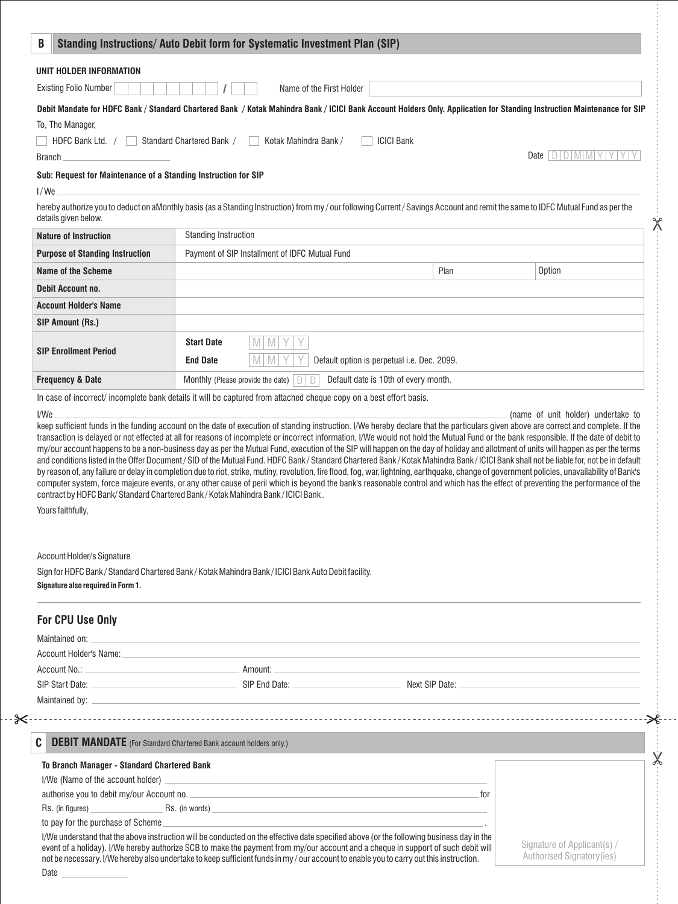## B Standing Instructions/ Auto Debit form for Systematic Investment Plan (SIP)

**UNIT HOLDER INFORMATION**

Existing Folio Number | | | | | | | | / | | | Name of the First Holder

**Debit Mandate for HDFC Bank / Standard Chartered Bank / Kotak Mahindra Bank / ICICI Bank Account Holders Only. Application for Standing Instruction Maintenance for SIP**

To, The Manager,

☐ HDFC Bank Ltd. / ☐ Standard Chartered Bank / ☐ Kotak Mahindra Bank / ☐ ICICI Bank

Branch ____________________ Date D D M M Y Y Y Y

**Sub: Request for Maintenance of a Standing Instruction for SIP**

I / We ____________________

hereby authorize you to deduct on aMonthly basis (as a Standing Instruction) from my / our following Current / Savings Account and remit the same to IDFC Mutual Fund as per the details given below.

| | | | |
|---|---|---|---|
| **Nature of Instruction** | Standing Instruction | | |
| **Purpose of Standing Instruction** | Payment of SIP Installment of IDFC Mutual Fund | | |
| **Name of the Scheme** | | Plan | Option |
| **Debit Account no.** | | | |
| **Account Holder's Name** | | | |
| **SIP Amount (Rs.)** | | | |
| **SIP Enrollment Period** | **Start Date** M M Y Y | | |
| | **End Date** M M Y Y Default option is perpetual i.e. Dec. 2099. | | |
| **Frequency & Date** | Monthly (Please provide the date) D D Default date is 10th of every month. | | |

In case of incorrect/ incomplete bank details it will be captured from attached cheque copy on a best effort basis.

I/We ____________________ (name of unit holder) undertake to keep sufficient funds in the funding account on the date of execution of standing instruction. I/We hereby declare that the particulars given above are correct and complete. If the transaction is delayed or not effected at all for reasons of incomplete or incorrect information, I/We would not hold the Mutual Fund or the bank responsible. If the date of debit to my/our account happens to be a non-business day as per the Mutual Fund, execution of the SIP will happen on the day of holiday and allotment of units will happen as per the terms and conditions listed in the Offer Document / SID of the Mutual Fund. HDFC Bank / Standard Chartered Bank / Kotak Mahindra Bank / ICICI Bank shall not be liable for, not be in default by reason of, any failure or delay in completion due to riot, strike, mutiny, revolution, fire flood, fog, war, lightning, earthquake, change of government policies, unavailability of Bank's computer system, force majeure events, or any other cause of peril which is beyond the bank's reasonable control and which has the effect of preventing the performance of the contract by HDFC Bank/ Standard Chartered Bank / Kotak Mahindra Bank / ICICI Bank .

Yours faithfully,

Account Holder/s Signature

Sign for HDFC Bank / Standard Chartered Bank / Kotak Mahindra Bank / ICICI Bank Auto Debit facility.

**Signature also required in Form 1.**

### For CPU Use Only

Maintained on: ____________________

Account Holder's Name: ____________________

Account No.: ____________________ Amount: ____________________

SIP Start Date: ____________________ SIP End Date: ____________________ Next SIP Date: ____________________

Maintained by: ____________________

## C DEBIT MANDATE (For Standard Chartered Bank account holders only.)

**To Branch Manager - Standard Chartered Bank**

I/We (Name of the account holder) ____________________

authorise you to debit my/our Account no. ____________________ for

Rs. (in figures) ____________________ Rs. (in words) ____________________

to pay for the purchase of Scheme ____________________.

I/We understand that the above instruction will be conducted on the effective date specified above (or the following business day in the event of a holiday). I/We hereby authorize SCB to make the payment from my/our account and a cheque in support of such debit will not be necessary. I/We hereby also undertake to keep sufficient funds in my / our account to enable you to carry out this instruction.

Date ____________________

Signature of Applicant(s) / Authorised Signatory(ies)